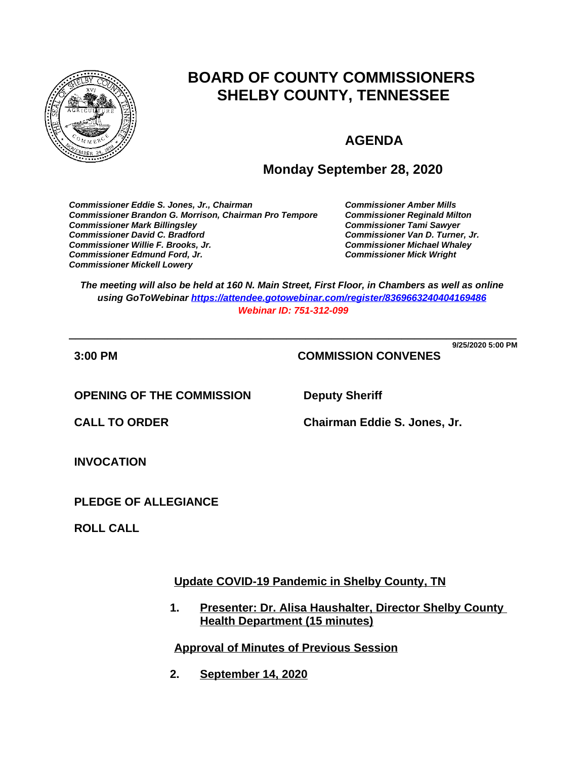# BOARD OF COUNTY COMMISSIONERS
# SHELBY COUNTY, TENNESSEE

## AGENDA

## Monday September 28, 2020

*Commissioner Eddie S. Jones, Jr., Chairman*
*Commissioner Brandon G. Morrison, Chairman Pro Tempore*
*Commissioner Mark Billingsley*
*Commissioner David C. Bradford*
*Commissioner Willie F. Brooks, Jr.*
*Commissioner Edmund Ford, Jr.*
*Commissioner Mickell Lowery*
*Commissioner Amber Mills*
*Commissioner Reginald Milton*
*Commissioner Tami Sawyer*
*Commissioner Van D. Turner, Jr.*
*Commissioner Michael Whaley*
*Commissioner Mick Wright*

***The meeting will also be held at 160 N. Main Street, First Floor, in Chambers as well as online using GoToWebinar https://attendee.gotowebinar.com/register/8369663240404169486***
***Webinar ID: 751-312-099***

---

**9/25/2020 5:00 PM**

**3:00 PM** **COMMISSION CONVENES**

**OPENING OF THE COMMISSION** **Deputy Sheriff**

**CALL TO ORDER** **Chairman Eddie S. Jones, Jr.**

**INVOCATION**

**PLEDGE OF ALLEGIANCE**

**ROLL CALL**

**Update COVID-19 Pandemic in Shelby County, TN**

1. **Presenter: Dr. Alisa Haushalter, Director Shelby County Health Department (15 minutes)**

**Approval of Minutes of Previous Session**

2. **September 14, 2020**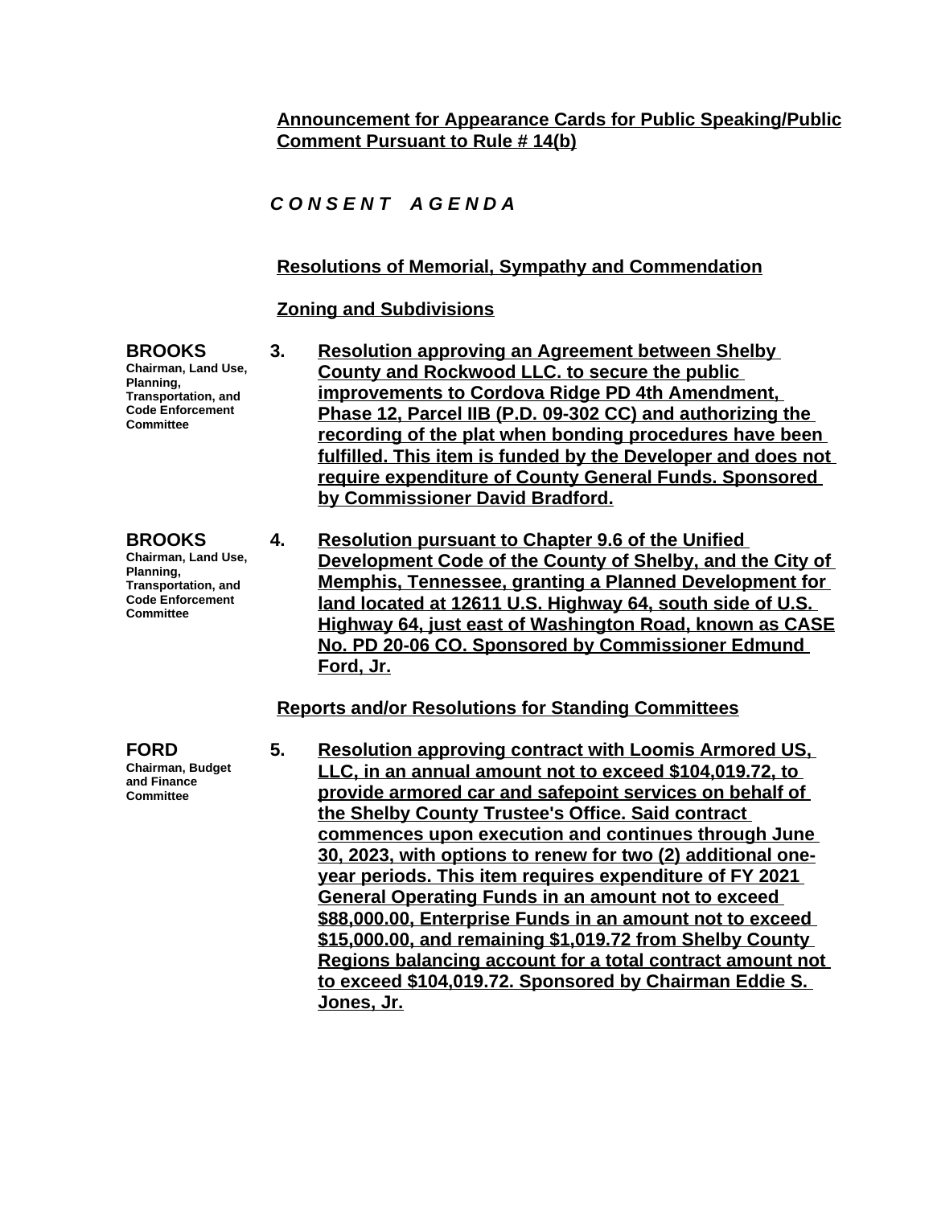**Announcement for Appearance Cards for Public Speaking/Public Comment Pursuant to Rule # 14(b)**

***C O N S E N T   A G E N D A***

**Resolutions of Memorial, Sympathy and Commendation**

**Zoning and Subdivisions**

**BROOKS**
**Chairman, Land Use, Planning, Transportation, and Code Enforcement Committee**

**3. Resolution approving an Agreement between Shelby County and Rockwood LLC. to secure the public improvements to Cordova Ridge PD 4th Amendment, Phase 12, Parcel IIB (P.D. 09-302 CC) and authorizing the recording of the plat when bonding procedures have been fulfilled. This item is funded by the Developer and does not require expenditure of County General Funds. Sponsored by Commissioner David Bradford.**

**BROOKS**
**Chairman, Land Use, Planning, Transportation, and Code Enforcement Committee**

**4. Resolution pursuant to Chapter 9.6 of the Unified Development Code of the County of Shelby, and the City of Memphis, Tennessee, granting a Planned Development for land located at 12611 U.S. Highway 64, south side of U.S. Highway 64, just east of Washington Road, known as CASE No. PD 20-06 CO. Sponsored by Commissioner Edmund Ford, Jr.**

**Reports and/or Resolutions for Standing Committees**

**FORD**
**Chairman, Budget and Finance Committee**

**5. Resolution approving contract with Loomis Armored US, LLC, in an annual amount not to exceed $104,019.72, to provide armored car and safepoint services on behalf of the Shelby County Trustee's Office. Said contract commences upon execution and continues through June 30, 2023, with options to renew for two (2) additional one-year periods. This item requires expenditure of FY 2021 General Operating Funds in an amount not to exceed $88,000.00, Enterprise Funds in an amount not to exceed $15,000.00, and remaining $1,019.72 from Shelby County Regions balancing account for a total contract amount not to exceed $104,019.72. Sponsored by Chairman Eddie S. Jones, Jr.**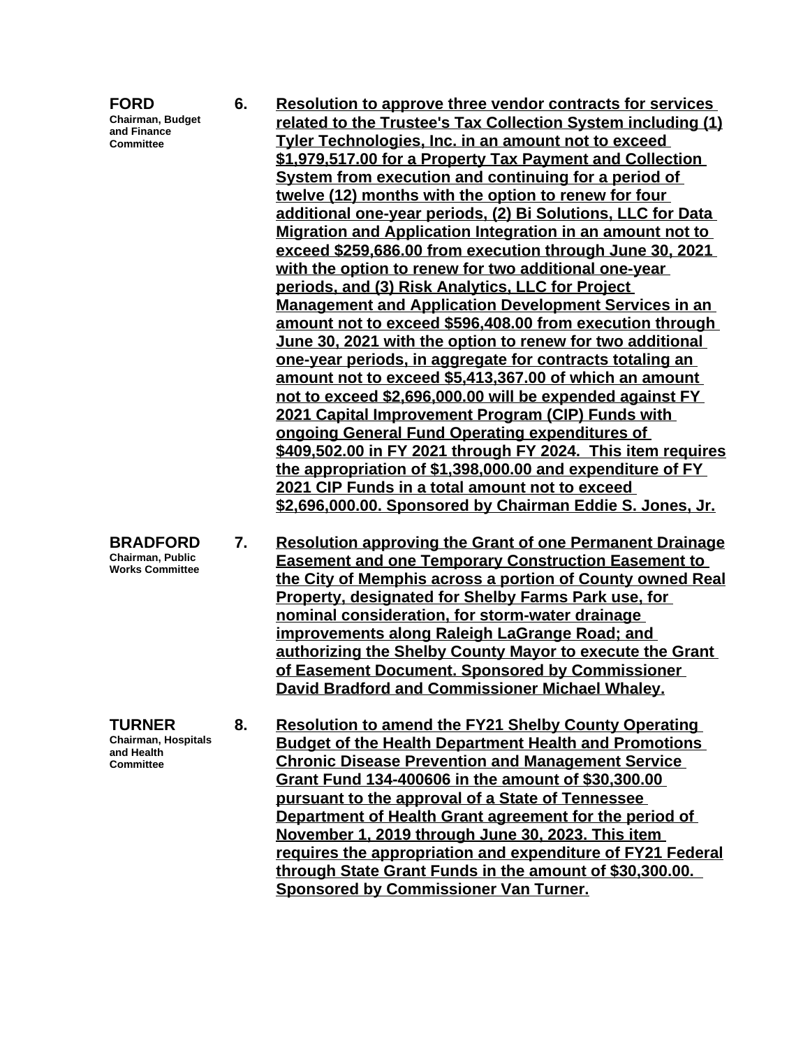**FORD**
**Chairman, Budget and Finance Committee**

**6.** **Resolution to approve three vendor contracts for services related to the Trustee's Tax Collection System including (1) Tyler Technologies, Inc. in an amount not to exceed $1,979,517.00 for a Property Tax Payment and Collection System from execution and continuing for a period of twelve (12) months with the option to renew for four additional one-year periods, (2) Bi Solutions, LLC for Data Migration and Application Integration in an amount not to exceed $259,686.00 from execution through June 30, 2021 with the option to renew for two additional one-year periods, and (3) Risk Analytics, LLC for Project Management and Application Development Services in an amount not to exceed $596,408.00 from execution through June 30, 2021 with the option to renew for two additional one-year periods, in aggregate for contracts totaling an amount not to exceed $5,413,367.00 of which an amount not to exceed $2,696,000.00 will be expended against FY 2021 Capital Improvement Program (CIP) Funds with ongoing General Fund Operating expenditures of $409,502.00 in FY 2021 through FY 2024. This item requires the appropriation of $1,398,000.00 and expenditure of FY 2021 CIP Funds in a total amount not to exceed $2,696,000.00. Sponsored by Chairman Eddie S. Jones, Jr.**

**BRADFORD**
**Chairman, Public Works Committee**

**7.** **Resolution approving the Grant of one Permanent Drainage Easement and one Temporary Construction Easement to the City of Memphis across a portion of County owned Real Property, designated for Shelby Farms Park use, for nominal consideration, for storm-water drainage improvements along Raleigh LaGrange Road; and authorizing the Shelby County Mayor to execute the Grant of Easement Document. Sponsored by Commissioner David Bradford and Commissioner Michael Whaley.**

**TURNER**
**Chairman, Hospitals and Health Committee**

**8.** **Resolution to amend the FY21 Shelby County Operating Budget of the Health Department Health and Promotions Chronic Disease Prevention and Management Service Grant Fund 134-400606 in the amount of $30,300.00 pursuant to the approval of a State of Tennessee Department of Health Grant agreement for the period of November 1, 2019 through June 30, 2023. This item requires the appropriation and expenditure of FY21 Federal through State Grant Funds in the amount of $30,300.00. Sponsored by Commissioner Van Turner.**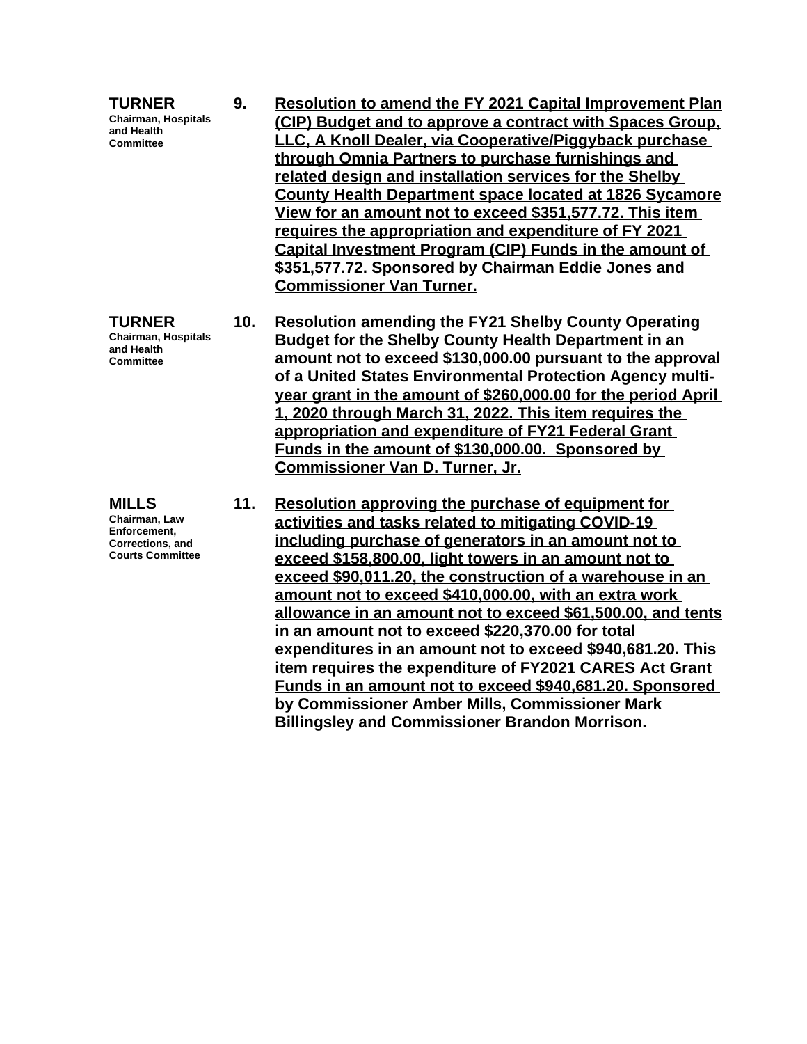**TURNER**
**Chairman, Hospitals and Health Committee**

**9.** **Resolution to amend the FY 2021 Capital Improvement Plan (CIP) Budget and to approve a contract with Spaces Group, LLC, A Knoll Dealer, via Cooperative/Piggyback purchase through Omnia Partners to purchase furnishings and related design and installation services for the Shelby County Health Department space located at 1826 Sycamore View for an amount not to exceed $351,577.72. This item requires the appropriation and expenditure of FY 2021 Capital Investment Program (CIP) Funds in the amount of $351,577.72. Sponsored by Chairman Eddie Jones and Commissioner Van Turner.**

**TURNER**
**Chairman, Hospitals and Health Committee**

**10.** **Resolution amending the FY21 Shelby County Operating Budget for the Shelby County Health Department in an amount not to exceed $130,000.00 pursuant to the approval of a United States Environmental Protection Agency multi-year grant in the amount of $260,000.00 for the period April 1, 2020 through March 31, 2022. This item requires the appropriation and expenditure of FY21 Federal Grant Funds in the amount of $130,000.00. Sponsored by Commissioner Van D. Turner, Jr.**

**MILLS**
**Chairman, Law Enforcement, Corrections, and Courts Committee**

**11.** **Resolution approving the purchase of equipment for activities and tasks related to mitigating COVID-19 including purchase of generators in an amount not to exceed $158,800.00, light towers in an amount not to exceed $90,011.20, the construction of a warehouse in an amount not to exceed $410,000.00, with an extra work allowance in an amount not to exceed $61,500.00, and tents in an amount not to exceed $220,370.00 for total expenditures in an amount not to exceed $940,681.20. This item requires the expenditure of FY2021 CARES Act Grant Funds in an amount not to exceed $940,681.20. Sponsored by Commissioner Amber Mills, Commissioner Mark Billingsley and Commissioner Brandon Morrison.**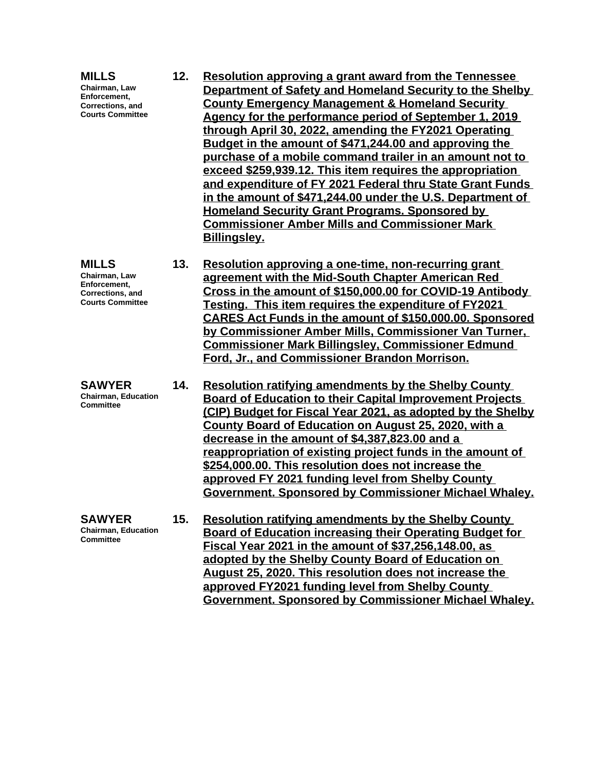**MILLS**
**Chairman, Law Enforcement, Corrections, and Courts Committee**

**12.** **Resolution approving a grant award from the Tennessee Department of Safety and Homeland Security to the Shelby County Emergency Management & Homeland Security Agency for the performance period of September 1, 2019 through April 30, 2022, amending the FY2021 Operating Budget in the amount of $471,244.00 and approving the purchase of a mobile command trailer in an amount not to exceed $259,939.12. This item requires the appropriation and expenditure of FY 2021 Federal thru State Grant Funds in the amount of $471,244.00 under the U.S. Department of Homeland Security Grant Programs. Sponsored by Commissioner Amber Mills and Commissioner Mark Billingsley.**

**MILLS**
**Chairman, Law Enforcement, Corrections, and Courts Committee**

**13.** **Resolution approving a one-time, non-recurring grant agreement with the Mid-South Chapter American Red Cross in the amount of $150,000.00 for COVID-19 Antibody Testing. This item requires the expenditure of FY2021 CARES Act Funds in the amount of $150,000.00. Sponsored by Commissioner Amber Mills, Commissioner Van Turner, Commissioner Mark Billingsley, Commissioner Edmund Ford, Jr., and Commissioner Brandon Morrison.**

**SAWYER**
**Chairman, Education Committee**

**14.** **Resolution ratifying amendments by the Shelby County Board of Education to their Capital Improvement Projects (CIP) Budget for Fiscal Year 2021, as adopted by the Shelby County Board of Education on August 25, 2020, with a decrease in the amount of $4,387,823.00 and a reappropriation of existing project funds in the amount of $254,000.00. This resolution does not increase the approved FY 2021 funding level from Shelby County Government. Sponsored by Commissioner Michael Whaley.**

**SAWYER**
**Chairman, Education Committee**

**15.** **Resolution ratifying amendments by the Shelby County Board of Education increasing their Operating Budget for Fiscal Year 2021 in the amount of $37,256,148.00, as adopted by the Shelby County Board of Education on August 25, 2020. This resolution does not increase the approved FY2021 funding level from Shelby County Government. Sponsored by Commissioner Michael Whaley.**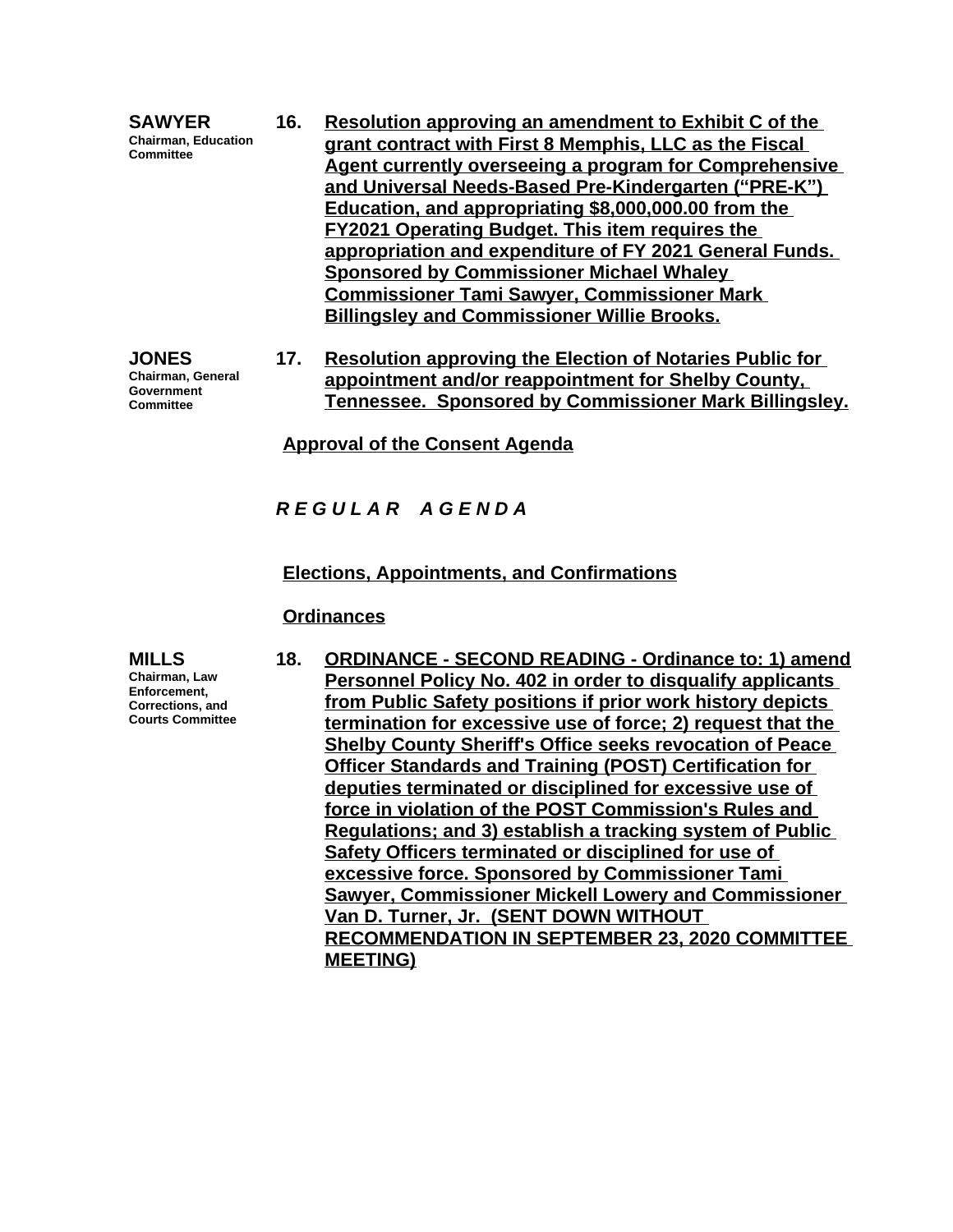**SAWYER**
Chairman, Education Committee

**16. Resolution approving an amendment to Exhibit C of the grant contract with First 8 Memphis, LLC as the Fiscal Agent currently overseeing a program for Comprehensive and Universal Needs-Based Pre-Kindergarten ("PRE-K") Education, and appropriating $8,000,000.00 from the FY2021 Operating Budget. This item requires the appropriation and expenditure of FY 2021 General Funds. Sponsored by Commissioner Michael Whaley Commissioner Tami Sawyer, Commissioner Mark Billingsley and Commissioner Willie Brooks.**

**JONES**
Chairman, General Government Committee

**17. Resolution approving the Election of Notaries Public for appointment and/or reappointment for Shelby County, Tennessee. Sponsored by Commissioner Mark Billingsley.**

**Approval of the Consent Agenda**

***R E G U L A R   A G E N D A***

**Elections, Appointments, and Confirmations**

**Ordinances**

**MILLS**
Chairman, Law Enforcement, Corrections, and Courts Committee

**18. ORDINANCE - SECOND READING - Ordinance to: 1) amend Personnel Policy No. 402 in order to disqualify applicants from Public Safety positions if prior work history depicts termination for excessive use of force; 2) request that the Shelby County Sheriff's Office seeks revocation of Peace Officer Standards and Training (POST) Certification for deputies terminated or disciplined for excessive use of force in violation of the POST Commission's Rules and Regulations; and 3) establish a tracking system of Public Safety Officers terminated or disciplined for use of excessive force. Sponsored by Commissioner Tami Sawyer, Commissioner Mickell Lowery and Commissioner Van D. Turner, Jr. (SENT DOWN WITHOUT RECOMMENDATION IN SEPTEMBER 23, 2020 COMMITTEE MEETING)**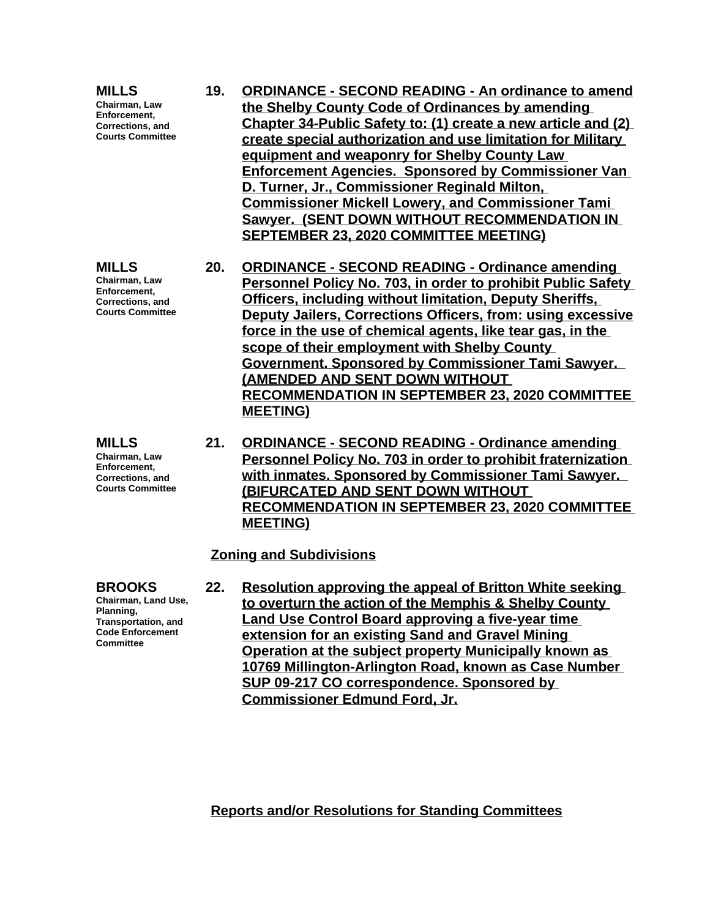**MILLS**
**Chairman, Law Enforcement, Corrections, and Courts Committee**

**19. ORDINANCE - SECOND READING - An ordinance to amend the Shelby County Code of Ordinances by amending Chapter 34-Public Safety to: (1) create a new article and (2) create special authorization and use limitation for Military equipment and weaponry for Shelby County Law Enforcement Agencies. Sponsored by Commissioner Van D. Turner, Jr., Commissioner Reginald Milton, Commissioner Mickell Lowery, and Commissioner Tami Sawyer. (SENT DOWN WITHOUT RECOMMENDATION IN SEPTEMBER 23, 2020 COMMITTEE MEETING)**

**MILLS**
**Chairman, Law Enforcement, Corrections, and Courts Committee**

**20. ORDINANCE - SECOND READING - Ordinance amending Personnel Policy No. 703, in order to prohibit Public Safety Officers, including without limitation, Deputy Sheriffs, Deputy Jailers, Corrections Officers, from: using excessive force in the use of chemical agents, like tear gas, in the scope of their employment with Shelby County Government. Sponsored by Commissioner Tami Sawyer. (AMENDED AND SENT DOWN WITHOUT RECOMMENDATION IN SEPTEMBER 23, 2020 COMMITTEE MEETING)**

**MILLS**
**Chairman, Law Enforcement, Corrections, and Courts Committee**

**21. ORDINANCE - SECOND READING - Ordinance amending Personnel Policy No. 703 in order to prohibit fraternization with inmates. Sponsored by Commissioner Tami Sawyer. (BIFURCATED AND SENT DOWN WITHOUT RECOMMENDATION IN SEPTEMBER 23, 2020 COMMITTEE MEETING)**

## Zoning and Subdivisions

**BROOKS**
**Chairman, Land Use, Planning, Transportation, and Code Enforcement Committee**

**22. Resolution approving the appeal of Britton White seeking to overturn the action of the Memphis & Shelby County Land Use Control Board approving a five-year time extension for an existing Sand and Gravel Mining Operation at the subject property Municipally known as 10769 Millington-Arlington Road, known as Case Number SUP 09-217 CO correspondence. Sponsored by Commissioner Edmund Ford, Jr.**

## Reports and/or Resolutions for Standing Committees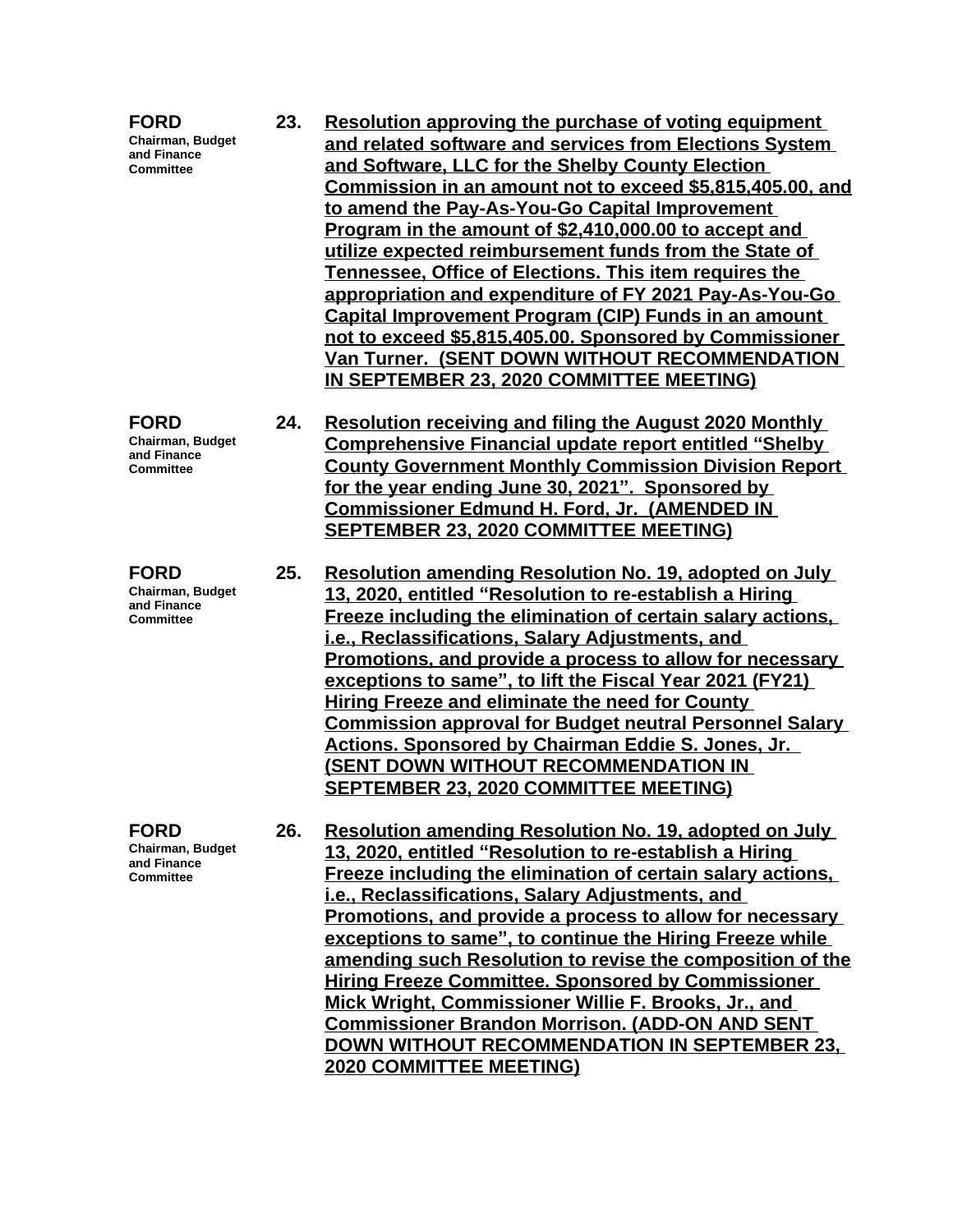**FORD**
Chairman, Budget and Finance Committee

**23. Resolution approving the purchase of voting equipment and related software and services from Elections System and Software, LLC for the Shelby County Election Commission in an amount not to exceed $5,815,405.00, and to amend the Pay-As-You-Go Capital Improvement Program in the amount of $2,410,000.00 to accept and utilize expected reimbursement funds from the State of Tennessee, Office of Elections. This item requires the appropriation and expenditure of FY 2021 Pay-As-You-Go Capital Improvement Program (CIP) Funds in an amount not to exceed $5,815,405.00. Sponsored by Commissioner Van Turner. (SENT DOWN WITHOUT RECOMMENDATION IN SEPTEMBER 23, 2020 COMMITTEE MEETING)**

**FORD**
Chairman, Budget and Finance Committee

**24. Resolution receiving and filing the August 2020 Monthly Comprehensive Financial update report entitled "Shelby County Government Monthly Commission Division Report for the year ending June 30, 2021". Sponsored by Commissioner Edmund H. Ford, Jr. (AMENDED IN SEPTEMBER 23, 2020 COMMITTEE MEETING)**

**FORD**
Chairman, Budget and Finance Committee

**25. Resolution amending Resolution No. 19, adopted on July 13, 2020, entitled "Resolution to re-establish a Hiring Freeze including the elimination of certain salary actions, i.e., Reclassifications, Salary Adjustments, and Promotions, and provide a process to allow for necessary exceptions to same", to lift the Fiscal Year 2021 (FY21) Hiring Freeze and eliminate the need for County Commission approval for Budget neutral Personnel Salary Actions. Sponsored by Chairman Eddie S. Jones, Jr. (SENT DOWN WITHOUT RECOMMENDATION IN SEPTEMBER 23, 2020 COMMITTEE MEETING)**

**FORD**
Chairman, Budget and Finance Committee

**26. Resolution amending Resolution No. 19, adopted on July 13, 2020, entitled "Resolution to re-establish a Hiring Freeze including the elimination of certain salary actions, i.e., Reclassifications, Salary Adjustments, and Promotions, and provide a process to allow for necessary exceptions to same", to continue the Hiring Freeze while amending such Resolution to revise the composition of the Hiring Freeze Committee. Sponsored by Commissioner Mick Wright, Commissioner Willie F. Brooks, Jr., and Commissioner Brandon Morrison. (ADD-ON AND SENT DOWN WITHOUT RECOMMENDATION IN SEPTEMBER 23, 2020 COMMITTEE MEETING)**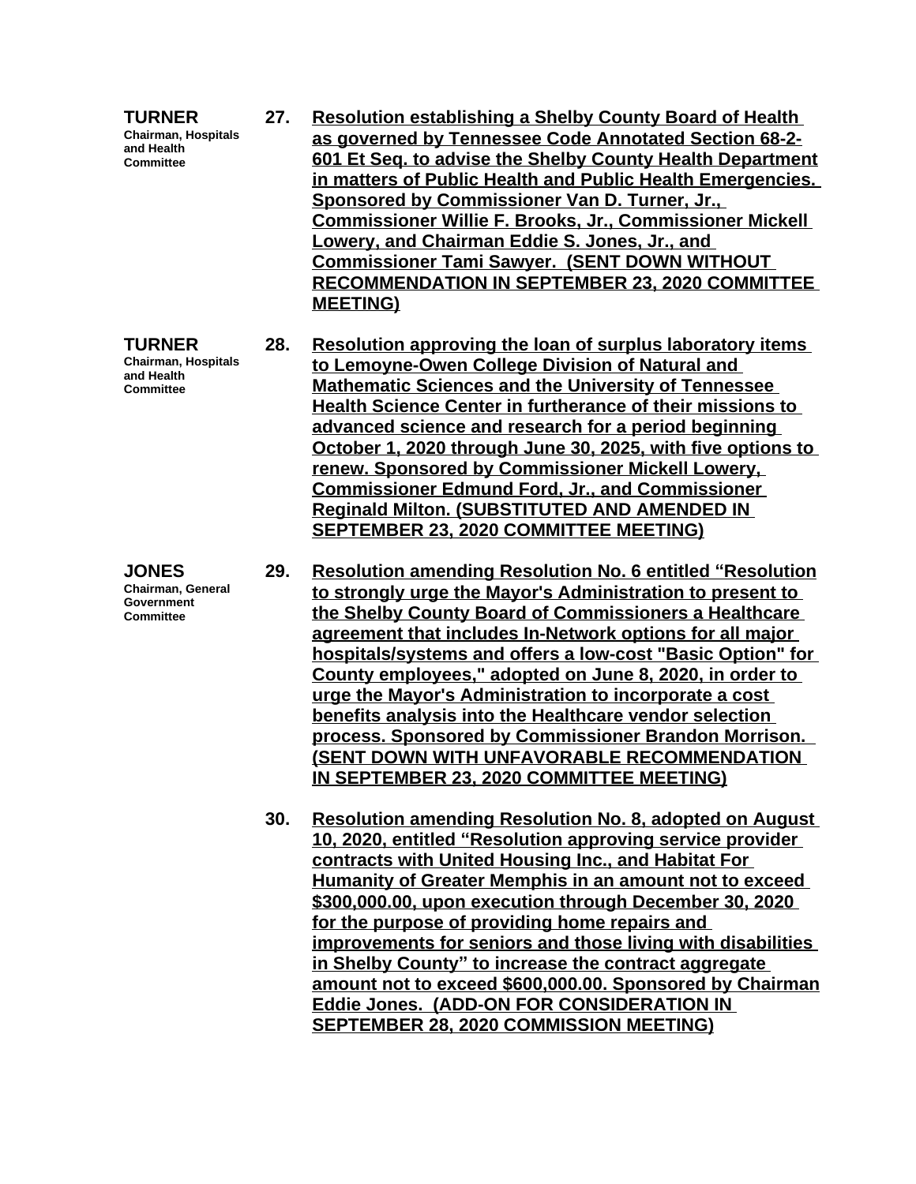**TURNER**
**Chairman, Hospitals and Health Committee**

**27. Resolution establishing a Shelby County Board of Health as governed by Tennessee Code Annotated Section 68-2-601 Et Seq. to advise the Shelby County Health Department in matters of Public Health and Public Health Emergencies. Sponsored by Commissioner Van D. Turner, Jr., Commissioner Willie F. Brooks, Jr., Commissioner Mickell Lowery, and Chairman Eddie S. Jones, Jr., and Commissioner Tami Sawyer. (SENT DOWN WITHOUT RECOMMENDATION IN SEPTEMBER 23, 2020 COMMITTEE MEETING)**

**TURNER**
**Chairman, Hospitals and Health Committee**

**28. Resolution approving the loan of surplus laboratory items to Lemoyne-Owen College Division of Natural and Mathematic Sciences and the University of Tennessee Health Science Center in furtherance of their missions to advanced science and research for a period beginning October 1, 2020 through June 30, 2025, with five options to renew. Sponsored by Commissioner Mickell Lowery, Commissioner Edmund Ford, Jr., and Commissioner Reginald Milton. (SUBSTITUTED AND AMENDED IN SEPTEMBER 23, 2020 COMMITTEE MEETING)**

**JONES**
**Chairman, General Government Committee**

**29. Resolution amending Resolution No. 6 entitled "Resolution to strongly urge the Mayor's Administration to present to the Shelby County Board of Commissioners a Healthcare agreement that includes In-Network options for all major hospitals/systems and offers a low-cost "Basic Option" for County employees," adopted on June 8, 2020, in order to urge the Mayor's Administration to incorporate a cost benefits analysis into the Healthcare vendor selection process. Sponsored by Commissioner Brandon Morrison. (SENT DOWN WITH UNFAVORABLE RECOMMENDATION IN SEPTEMBER 23, 2020 COMMITTEE MEETING)**

**30. Resolution amending Resolution No. 8, adopted on August 10, 2020, entitled "Resolution approving service provider contracts with United Housing Inc., and Habitat For Humanity of Greater Memphis in an amount not to exceed $300,000.00, upon execution through December 30, 2020 for the purpose of providing home repairs and improvements for seniors and those living with disabilities in Shelby County" to increase the contract aggregate amount not to exceed $600,000.00. Sponsored by Chairman Eddie Jones. (ADD-ON FOR CONSIDERATION IN SEPTEMBER 28, 2020 COMMISSION MEETING)**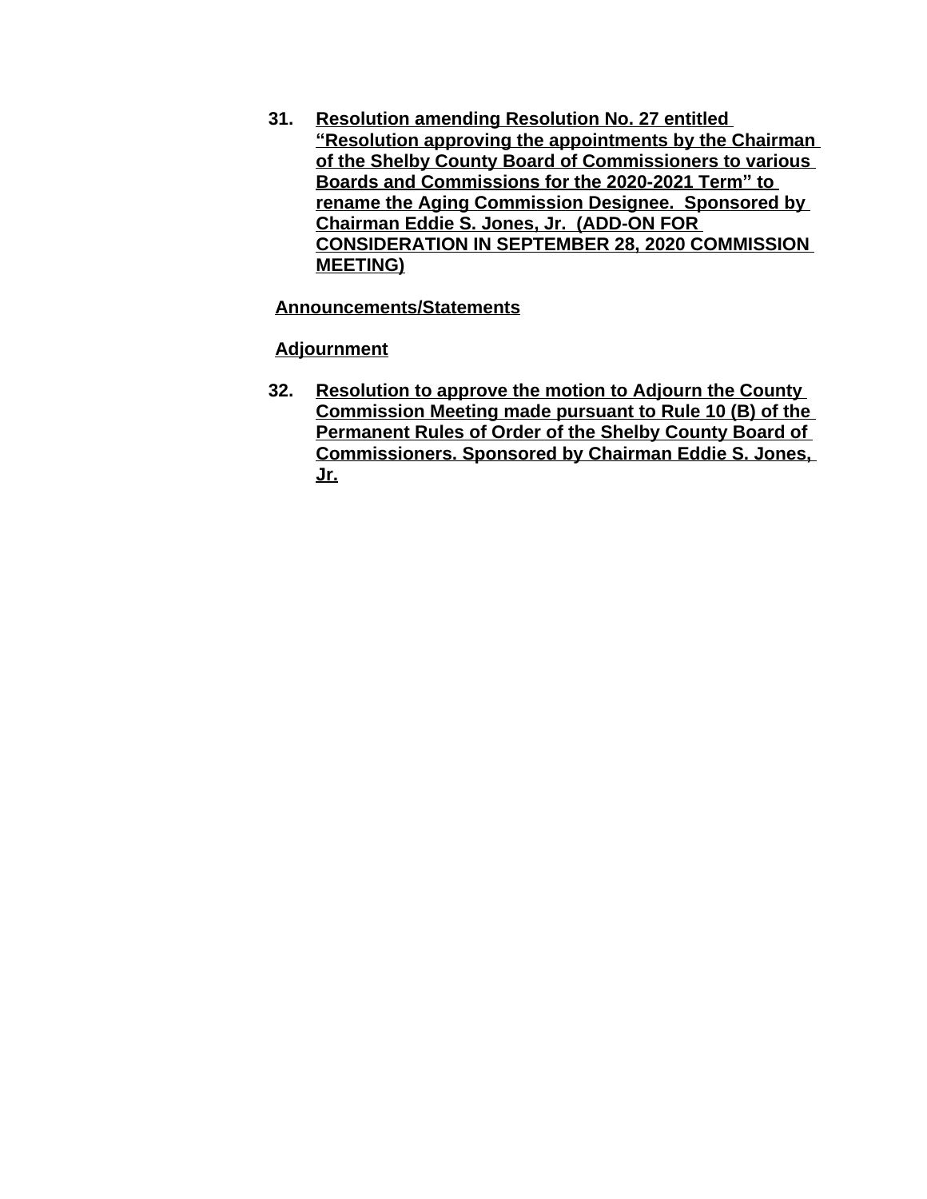31. **Resolution amending Resolution No. 27 entitled "Resolution approving the appointments by the Chairman of the Shelby County Board of Commissioners to various Boards and Commissions for the 2020-2021 Term" to rename the Aging Commission Designee. Sponsored by Chairman Eddie S. Jones, Jr. (ADD-ON FOR CONSIDERATION IN SEPTEMBER 28, 2020 COMMISSION MEETING)**

**Announcements/Statements**

**Adjournment**

32. **Resolution to approve the motion to Adjourn the County Commission Meeting made pursuant to Rule 10 (B) of the Permanent Rules of Order of the Shelby County Board of Commissioners. Sponsored by Chairman Eddie S. Jones, Jr.**